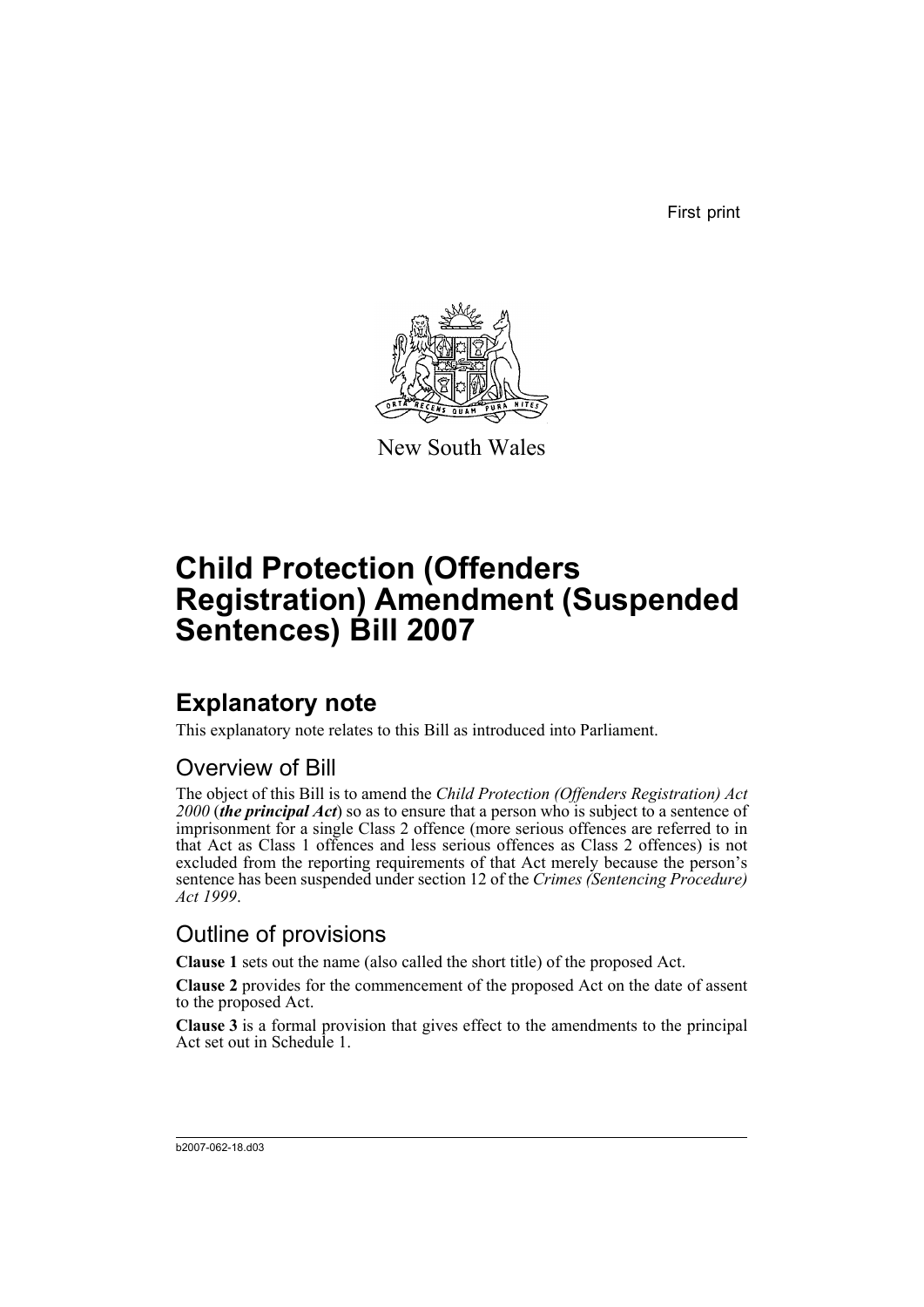First print

New South Wales

# Child Protection (Offenders Registration) Amendment (Suspended Sentences) Bill 2007

## Explanatory note

This explanatory note relates to this Bill as introduced into Parliament.

### Overview of Bill

The object of this Bill is to amend the *Child Protection (Offenders Registration) Act 2000* (***the principal Act***) so as to ensure that a person who is subject to a sentence of imprisonment for a single Class 2 offence (more serious offences are referred to in that Act as Class 1 offences and less serious offences as Class 2 offences) is not excluded from the reporting requirements of that Act merely because the person's sentence has been suspended under section 12 of the *Crimes (Sentencing Procedure) Act 1999*.

### Outline of provisions

**Clause 1** sets out the name (also called the short title) of the proposed Act.

**Clause 2** provides for the commencement of the proposed Act on the date of assent to the proposed Act.

**Clause 3** is a formal provision that gives effect to the amendments to the principal Act set out in Schedule 1.

b2007-062-18.d03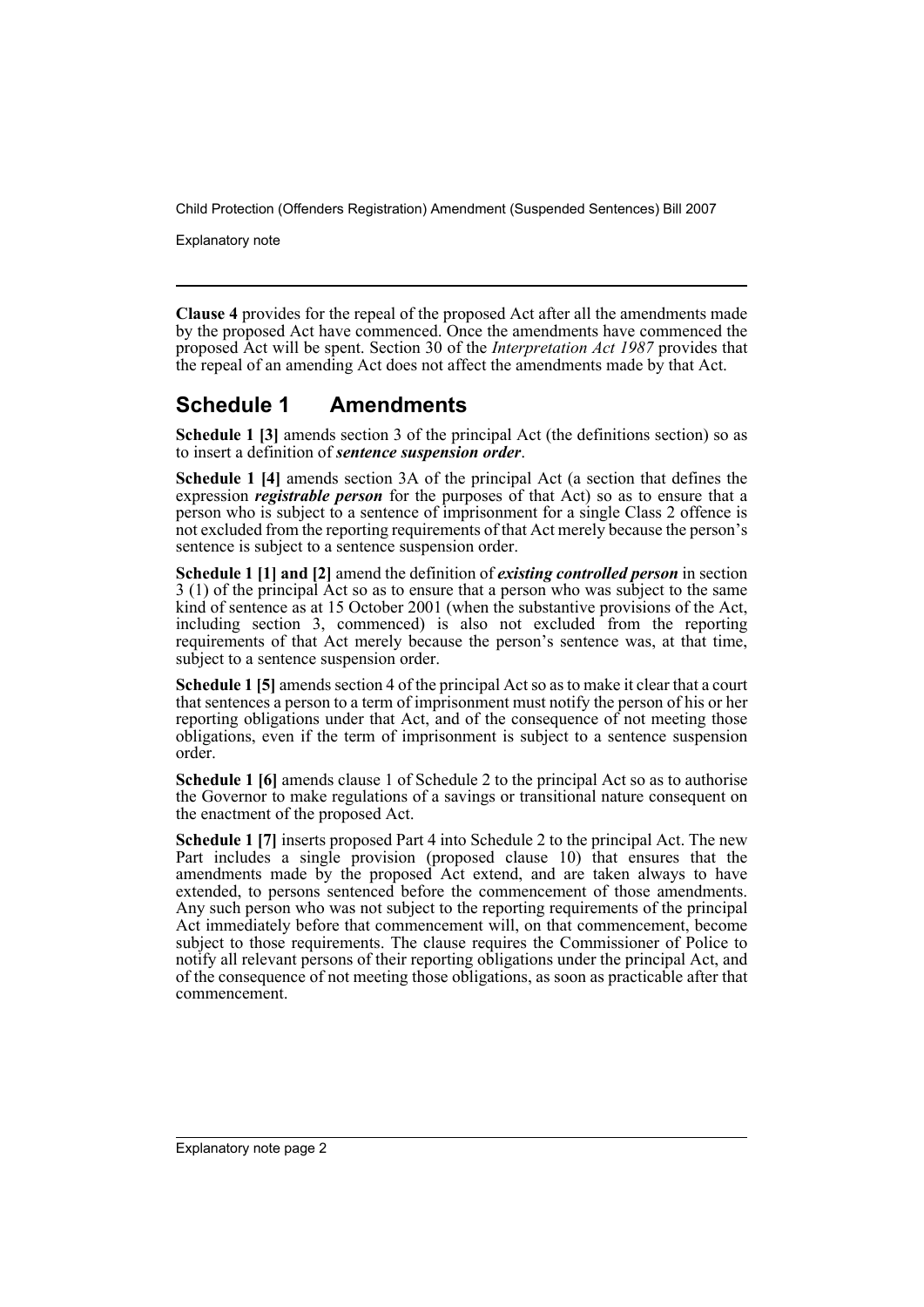**Clause 4** provides for the repeal of the proposed Act after all the amendments made by the proposed Act have commenced. Once the amendments have commenced the proposed Act will be spent. Section 30 of the *Interpretation Act 1987* provides that the repeal of an amending Act does not affect the amendments made by that Act.

## Schedule 1 Amendments

**Schedule 1 [3]** amends section 3 of the principal Act (the definitions section) so as to insert a definition of ***sentence suspension order***.

**Schedule 1 [4]** amends section 3A of the principal Act (a section that defines the expression ***registrable person*** for the purposes of that Act) so as to ensure that a person who is subject to a sentence of imprisonment for a single Class 2 offence is not excluded from the reporting requirements of that Act merely because the person's sentence is subject to a sentence suspension order.

**Schedule 1 [1] and [2]** amend the definition of ***existing controlled person*** in section 3 (1) of the principal Act so as to ensure that a person who was subject to the same kind of sentence as at 15 October 2001 (when the substantive provisions of the Act, including section 3, commenced) is also not excluded from the reporting requirements of that Act merely because the person's sentence was, at that time, subject to a sentence suspension order.

**Schedule 1 [5]** amends section 4 of the principal Act so as to make it clear that a court that sentences a person to a term of imprisonment must notify the person of his or her reporting obligations under that Act, and of the consequence of not meeting those obligations, even if the term of imprisonment is subject to a sentence suspension order.

**Schedule 1 [6]** amends clause 1 of Schedule 2 to the principal Act so as to authorise the Governor to make regulations of a savings or transitional nature consequent on the enactment of the proposed Act.

**Schedule 1 [7]** inserts proposed Part 4 into Schedule 2 to the principal Act. The new Part includes a single provision (proposed clause 10) that ensures that the amendments made by the proposed Act extend, and are taken always to have extended, to persons sentenced before the commencement of those amendments. Any such person who was not subject to the reporting requirements of the principal Act immediately before that commencement will, on that commencement, become subject to those requirements. The clause requires the Commissioner of Police to notify all relevant persons of their reporting obligations under the principal Act, and of the consequence of not meeting those obligations, as soon as practicable after that commencement.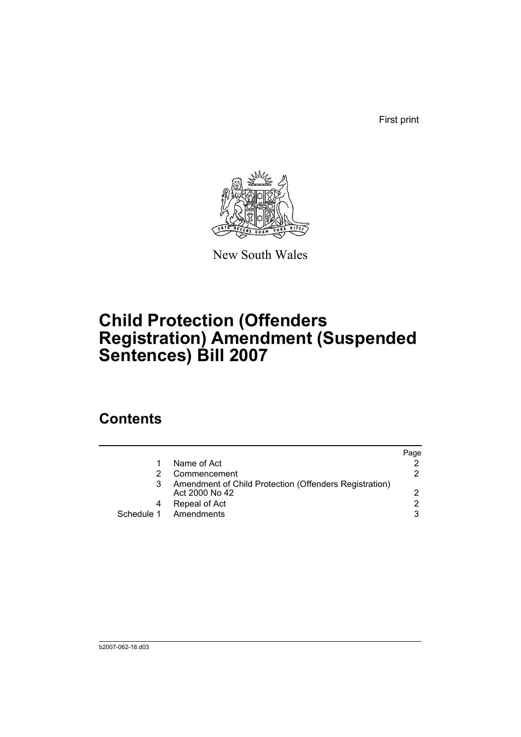First print

New South Wales

# Child Protection (Offenders Registration) Amendment (Suspended Sentences) Bill 2007

## Contents

| | | Page |
|---|---|---|
| 1 | Name of Act | 2 |
| 2 | Commencement | 2 |
| 3 | Amendment of Child Protection (Offenders Registration) Act 2000 No 42 | 2 |
| 4 | Repeal of Act | 2 |
| Schedule 1 | Amendments | 3 |

b2007-062-18.d03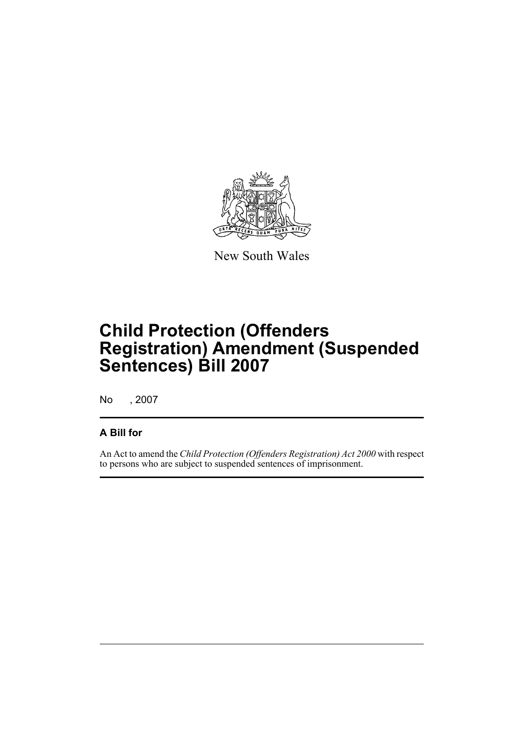New South Wales

# Child Protection (Offenders Registration) Amendment (Suspended Sentences) Bill 2007

No , 2007

## A Bill for

An Act to amend the *Child Protection (Offenders Registration) Act 2000* with respect to persons who are subject to suspended sentences of imprisonment.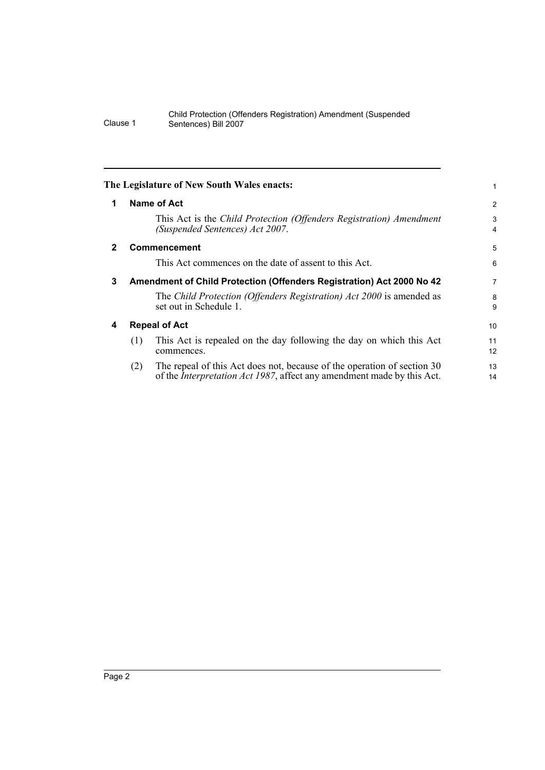**The Legislature of New South Wales enacts:**

## 1 Name of Act

This Act is the *Child Protection (Offenders Registration) Amendment (Suspended Sentences) Act 2007*.

## 2 Commencement

This Act commences on the date of assent to this Act.

## 3 Amendment of Child Protection (Offenders Registration) Act 2000 No 42

The *Child Protection (Offenders Registration) Act 2000* is amended as set out in Schedule 1.

## 4 Repeal of Act

(1) This Act is repealed on the day following the day on which this Act commences.

(2) The repeal of this Act does not, because of the operation of section 30 of the *Interpretation Act 1987*, affect any amendment made by this Act.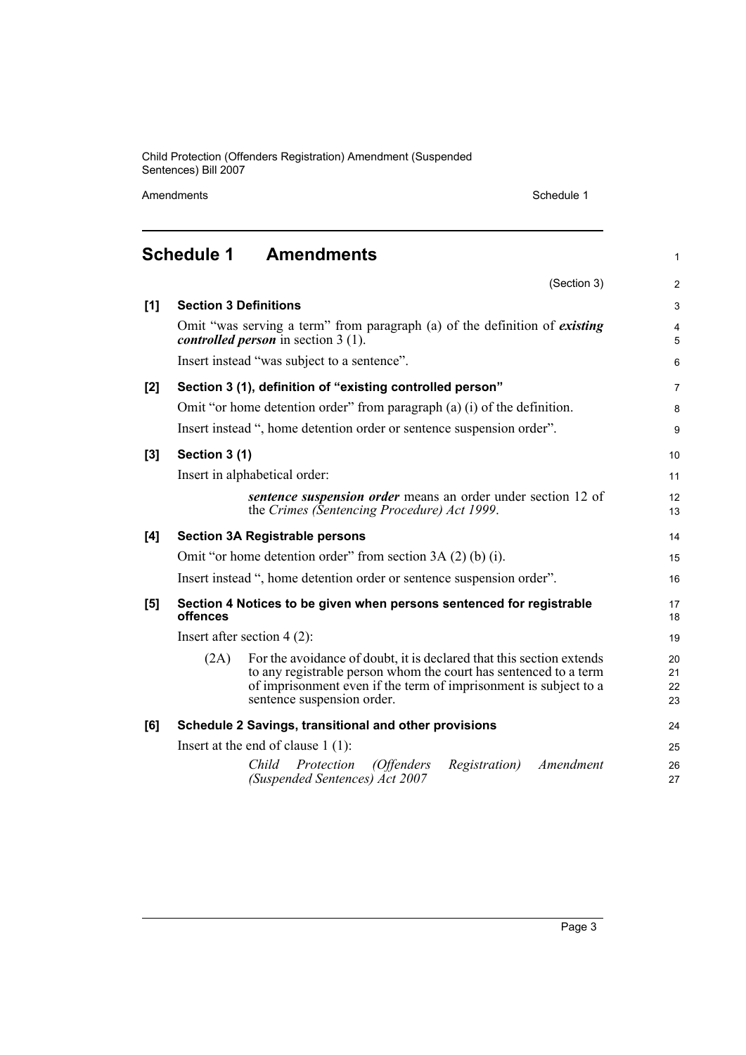## Schedule 1 Amendments

(Section 3)

**[1] Section 3 Definitions**

Omit "was serving a term" from paragraph (a) of the definition of ***existing controlled person*** in section 3 (1).

Insert instead "was subject to a sentence".

**[2] Section 3 (1), definition of "existing controlled person"**

Omit "or home detention order" from paragraph (a) (i) of the definition.

Insert instead ", home detention order or sentence suspension order".

**[3] Section 3 (1)**

Insert in alphabetical order:

> ***sentence suspension order*** means an order under section 12 of the *Crimes (Sentencing Procedure) Act 1999*.

**[4] Section 3A Registrable persons**

Omit "or home detention order" from section 3A (2) (b) (i).

Insert instead ", home detention order or sentence suspension order".

**[5] Section 4 Notices to be given when persons sentenced for registrable offences**

Insert after section 4 (2):

> (2A) For the avoidance of doubt, it is declared that this section extends to any registrable person whom the court has sentenced to a term of imprisonment even if the term of imprisonment is subject to a sentence suspension order.

**[6] Schedule 2 Savings, transitional and other provisions**

Insert at the end of clause 1 (1):

> *Child Protection (Offenders Registration) Amendment (Suspended Sentences) Act 2007*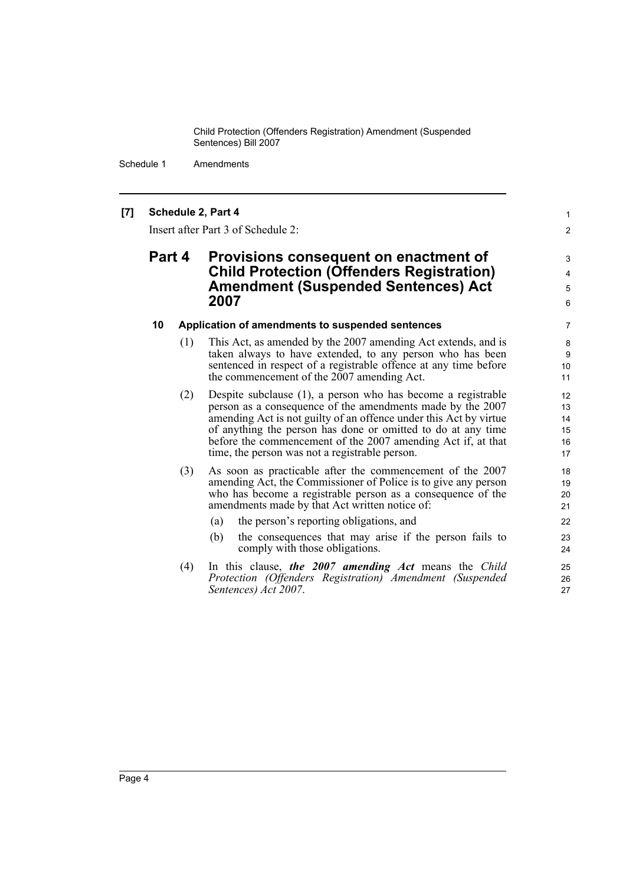**[7] Schedule 2, Part 4**

Insert after Part 3 of Schedule 2:

## Part 4 Provisions consequent on enactment of Child Protection (Offenders Registration) Amendment (Suspended Sentences) Act 2007

### 10 Application of amendments to suspended sentences

(1) This Act, as amended by the 2007 amending Act extends, and is taken always to have extended, to any person who has been sentenced in respect of a registrable offence at any time before the commencement of the 2007 amending Act.

(2) Despite subclause (1), a person who has become a registrable person as a consequence of the amendments made by the 2007 amending Act is not guilty of an offence under this Act by virtue of anything the person has done or omitted to do at any time before the commencement of the 2007 amending Act if, at that time, the person was not a registrable person.

(3) As soon as practicable after the commencement of the 2007 amending Act, the Commissioner of Police is to give any person who has become a registrable person as a consequence of the amendments made by that Act written notice of:

(a) the person's reporting obligations, and

(b) the consequences that may arise if the person fails to comply with those obligations.

(4) In this clause, ***the 2007 amending Act*** means the *Child Protection (Offenders Registration) Amendment (Suspended Sentences) Act 2007*.